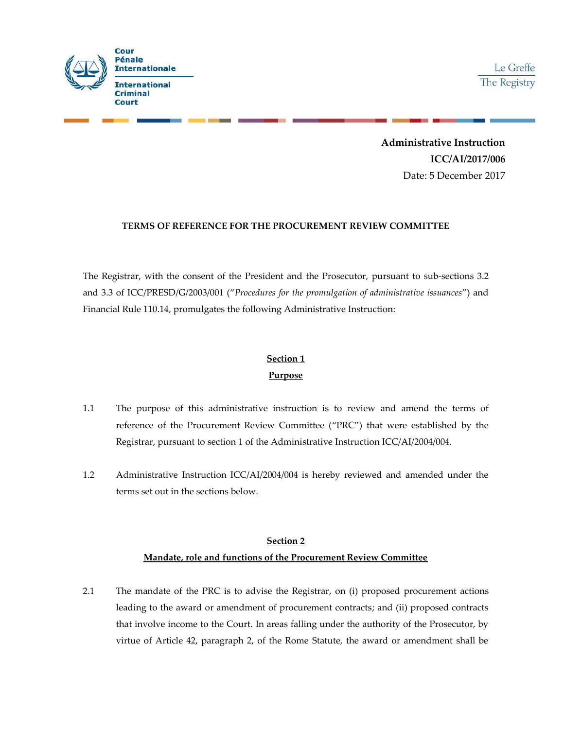Cour Pénale Internationale

International Criminal Court

Le Greffe
The Registry

**Administrative Instruction**
**ICC/AI/2017/006**
Date: 5 December 2017

**TERMS OF REFERENCE FOR THE PROCUREMENT REVIEW COMMITTEE**

The Registrar, with the consent of the President and the Prosecutor, pursuant to sub-sections 3.2 and 3.3 of ICC/PRESD/G/2003/001 ("*Procedures for the promulgation of administrative issuances*") and Financial Rule 110.14, promulgates the following Administrative Instruction:

## Section 1
## Purpose

1.1 The purpose of this administrative instruction is to review and amend the terms of reference of the Procurement Review Committee ("PRC") that were established by the Registrar, pursuant to section 1 of the Administrative Instruction ICC/AI/2004/004.

1.2 Administrative Instruction ICC/AI/2004/004 is hereby reviewed and amended under the terms set out in the sections below.

## Section 2
## Mandate, role and functions of the Procurement Review Committee

2.1 The mandate of the PRC is to advise the Registrar, on (i) proposed procurement actions leading to the award or amendment of procurement contracts; and (ii) proposed contracts that involve income to the Court. In areas falling under the authority of the Prosecutor, by virtue of Article 42, paragraph 2, of the Rome Statute, the award or amendment shall be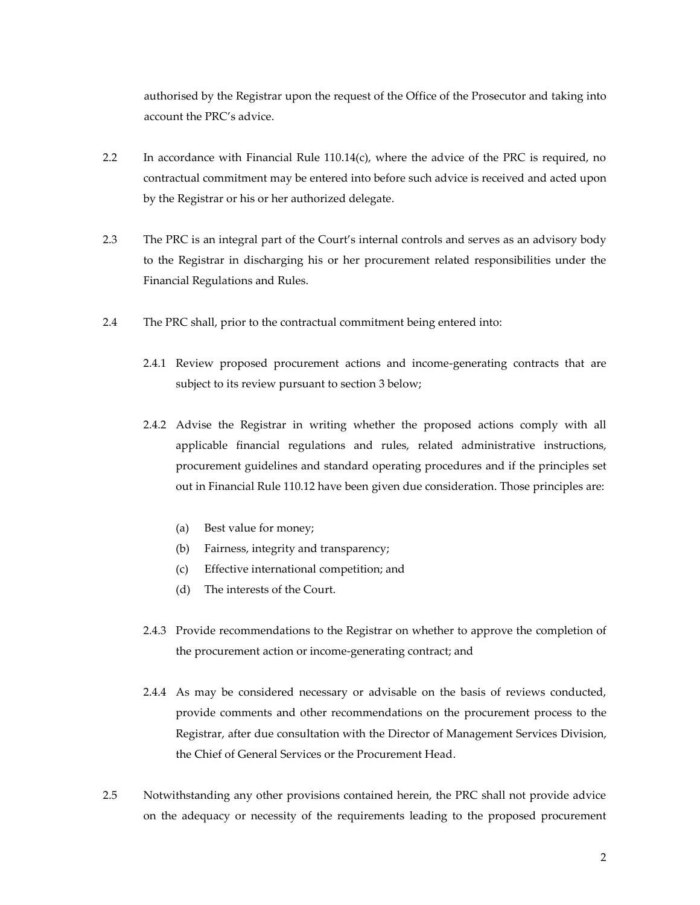authorised by the Registrar upon the request of the Office of the Prosecutor and taking into account the PRC's advice.

2.2 In accordance with Financial Rule 110.14(c), where the advice of the PRC is required, no contractual commitment may be entered into before such advice is received and acted upon by the Registrar or his or her authorized delegate.

2.3 The PRC is an integral part of the Court's internal controls and serves as an advisory body to the Registrar in discharging his or her procurement related responsibilities under the Financial Regulations and Rules.

2.4 The PRC shall, prior to the contractual commitment being entered into:

2.4.1 Review proposed procurement actions and income-generating contracts that are subject to its review pursuant to section 3 below;

2.4.2 Advise the Registrar in writing whether the proposed actions comply with all applicable financial regulations and rules, related administrative instructions, procurement guidelines and standard operating procedures and if the principles set out in Financial Rule 110.12 have been given due consideration. Those principles are:

(a) Best value for money;
(b) Fairness, integrity and transparency;
(c) Effective international competition; and
(d) The interests of the Court.

2.4.3 Provide recommendations to the Registrar on whether to approve the completion of the procurement action or income-generating contract; and

2.4.4 As may be considered necessary or advisable on the basis of reviews conducted, provide comments and other recommendations on the procurement process to the Registrar, after due consultation with the Director of Management Services Division, the Chief of General Services or the Procurement Head.

2.5 Notwithstanding any other provisions contained herein, the PRC shall not provide advice on the adequacy or necessity of the requirements leading to the proposed procurement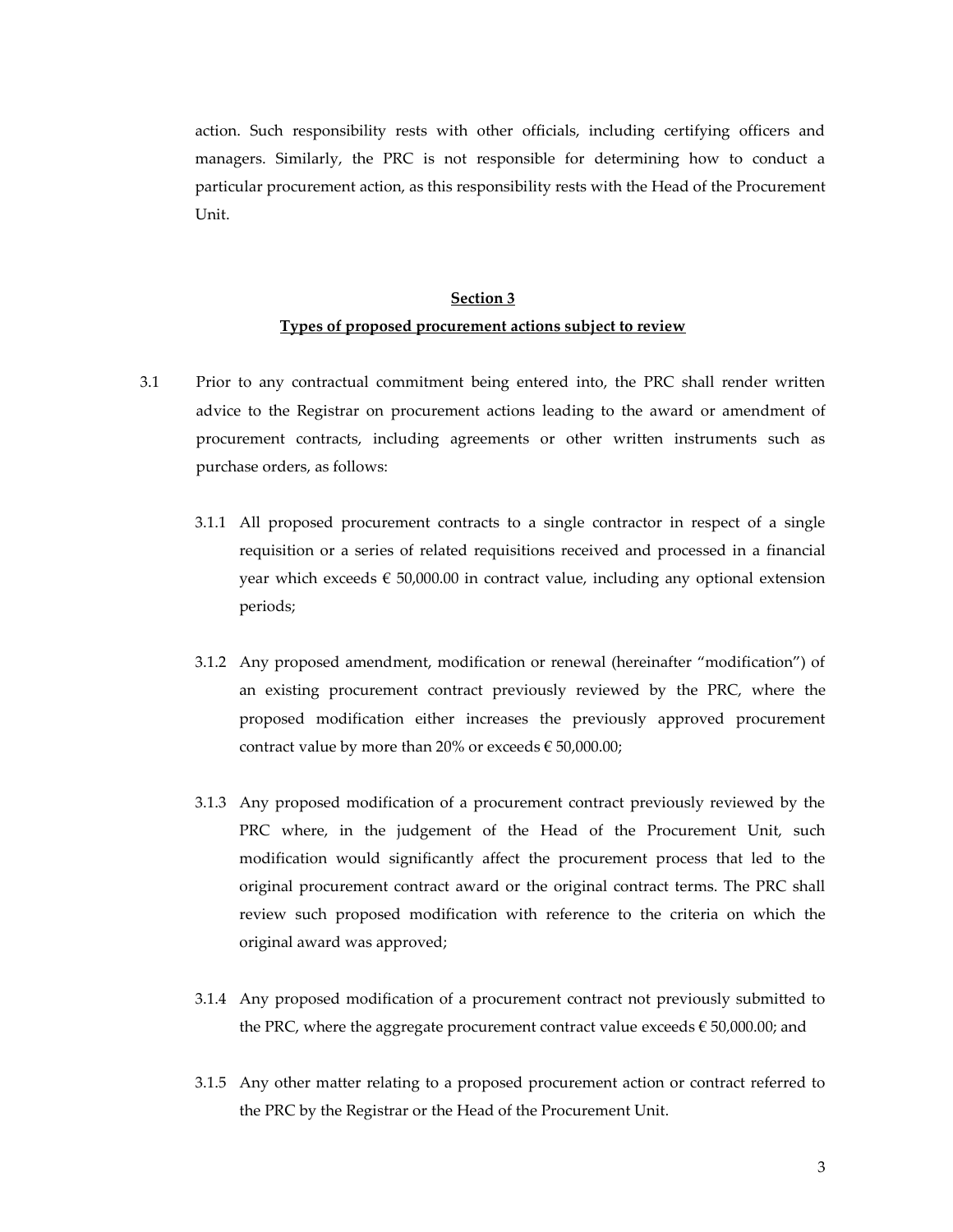action. Such responsibility rests with other officials, including certifying officers and managers. Similarly, the PRC is not responsible for determining how to conduct a particular procurement action, as this responsibility rests with the Head of the Procurement Unit.

## Section 3

## Types of proposed procurement actions subject to review

3.1 Prior to any contractual commitment being entered into, the PRC shall render written advice to the Registrar on procurement actions leading to the award or amendment of procurement contracts, including agreements or other written instruments such as purchase orders, as follows:

3.1.1 All proposed procurement contracts to a single contractor in respect of a single requisition or a series of related requisitions received and processed in a financial year which exceeds € 50,000.00 in contract value, including any optional extension periods;

3.1.2 Any proposed amendment, modification or renewal (hereinafter "modification") of an existing procurement contract previously reviewed by the PRC, where the proposed modification either increases the previously approved procurement contract value by more than 20% or exceeds € 50,000.00;

3.1.3 Any proposed modification of a procurement contract previously reviewed by the PRC where, in the judgement of the Head of the Procurement Unit, such modification would significantly affect the procurement process that led to the original procurement contract award or the original contract terms. The PRC shall review such proposed modification with reference to the criteria on which the original award was approved;

3.1.4 Any proposed modification of a procurement contract not previously submitted to the PRC, where the aggregate procurement contract value exceeds € 50,000.00; and

3.1.5 Any other matter relating to a proposed procurement action or contract referred to the PRC by the Registrar or the Head of the Procurement Unit.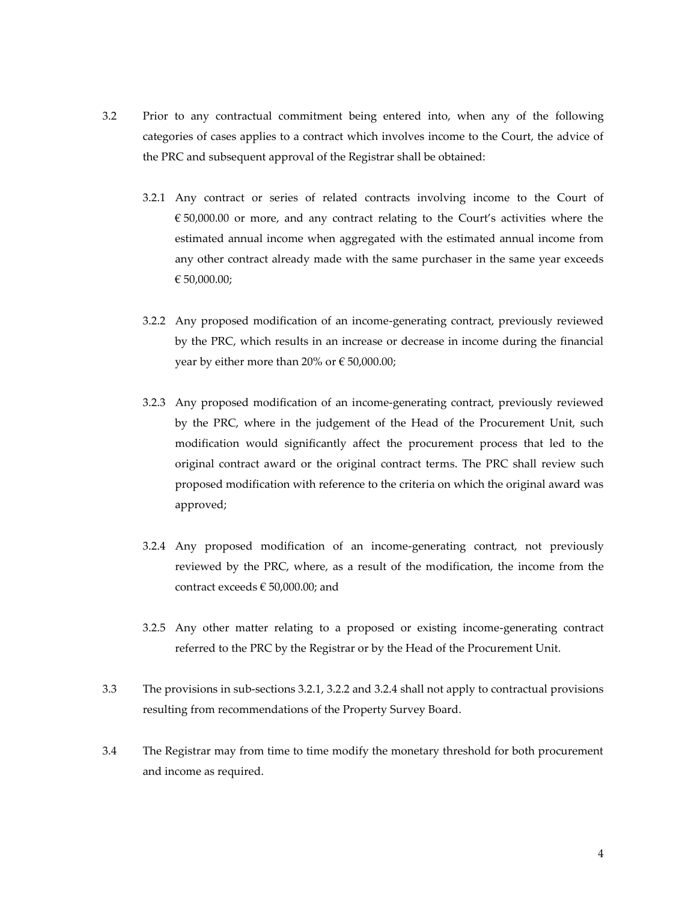3.2 Prior to any contractual commitment being entered into, when any of the following categories of cases applies to a contract which involves income to the Court, the advice of the PRC and subsequent approval of the Registrar shall be obtained:

3.2.1 Any contract or series of related contracts involving income to the Court of € 50,000.00 or more, and any contract relating to the Court's activities where the estimated annual income when aggregated with the estimated annual income from any other contract already made with the same purchaser in the same year exceeds € 50,000.00;

3.2.2 Any proposed modification of an income-generating contract, previously reviewed by the PRC, which results in an increase or decrease in income during the financial year by either more than 20% or € 50,000.00;

3.2.3 Any proposed modification of an income-generating contract, previously reviewed by the PRC, where in the judgement of the Head of the Procurement Unit, such modification would significantly affect the procurement process that led to the original contract award or the original contract terms. The PRC shall review such proposed modification with reference to the criteria on which the original award was approved;

3.2.4 Any proposed modification of an income-generating contract, not previously reviewed by the PRC, where, as a result of the modification, the income from the contract exceeds € 50,000.00; and

3.2.5 Any other matter relating to a proposed or existing income-generating contract referred to the PRC by the Registrar or by the Head of the Procurement Unit.

3.3 The provisions in sub-sections 3.2.1, 3.2.2 and 3.2.4 shall not apply to contractual provisions resulting from recommendations of the Property Survey Board.

3.4 The Registrar may from time to time modify the monetary threshold for both procurement and income as required.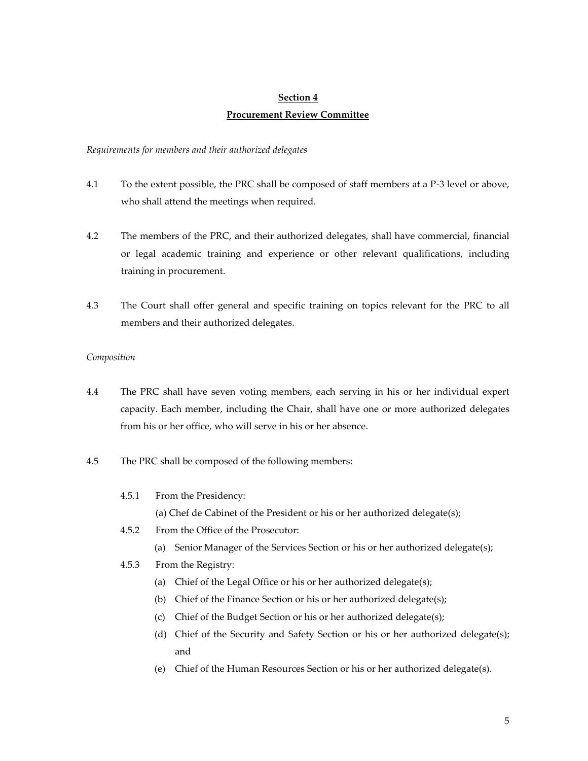## **Section 4**

## **Procurement Review Committee**

*Requirements for members and their authorized delegates*

4.1 To the extent possible, the PRC shall be composed of staff members at a P-3 level or above, who shall attend the meetings when required.

4.2 The members of the PRC, and their authorized delegates, shall have commercial, financial or legal academic training and experience or other relevant qualifications, including training in procurement.

4.3 The Court shall offer general and specific training on topics relevant for the PRC to all members and their authorized delegates.

*Composition*

4.4 The PRC shall have seven voting members, each serving in his or her individual expert capacity. Each member, including the Chair, shall have one or more authorized delegates from his or her office, who will serve in his or her absence.

4.5 The PRC shall be composed of the following members:

4.5.1 From the Presidency:

(a) Chef de Cabinet of the President or his or her authorized delegate(s);

4.5.2 From the Office of the Prosecutor:

(a) Senior Manager of the Services Section or his or her authorized delegate(s);

4.5.3 From the Registry:

(a) Chief of the Legal Office or his or her authorized delegate(s);

(b) Chief of the Finance Section or his or her authorized delegate(s);

(c) Chief of the Budget Section or his or her authorized delegate(s);

(d) Chief of the Security and Safety Section or his or her authorized delegate(s); and

(e) Chief of the Human Resources Section or his or her authorized delegate(s).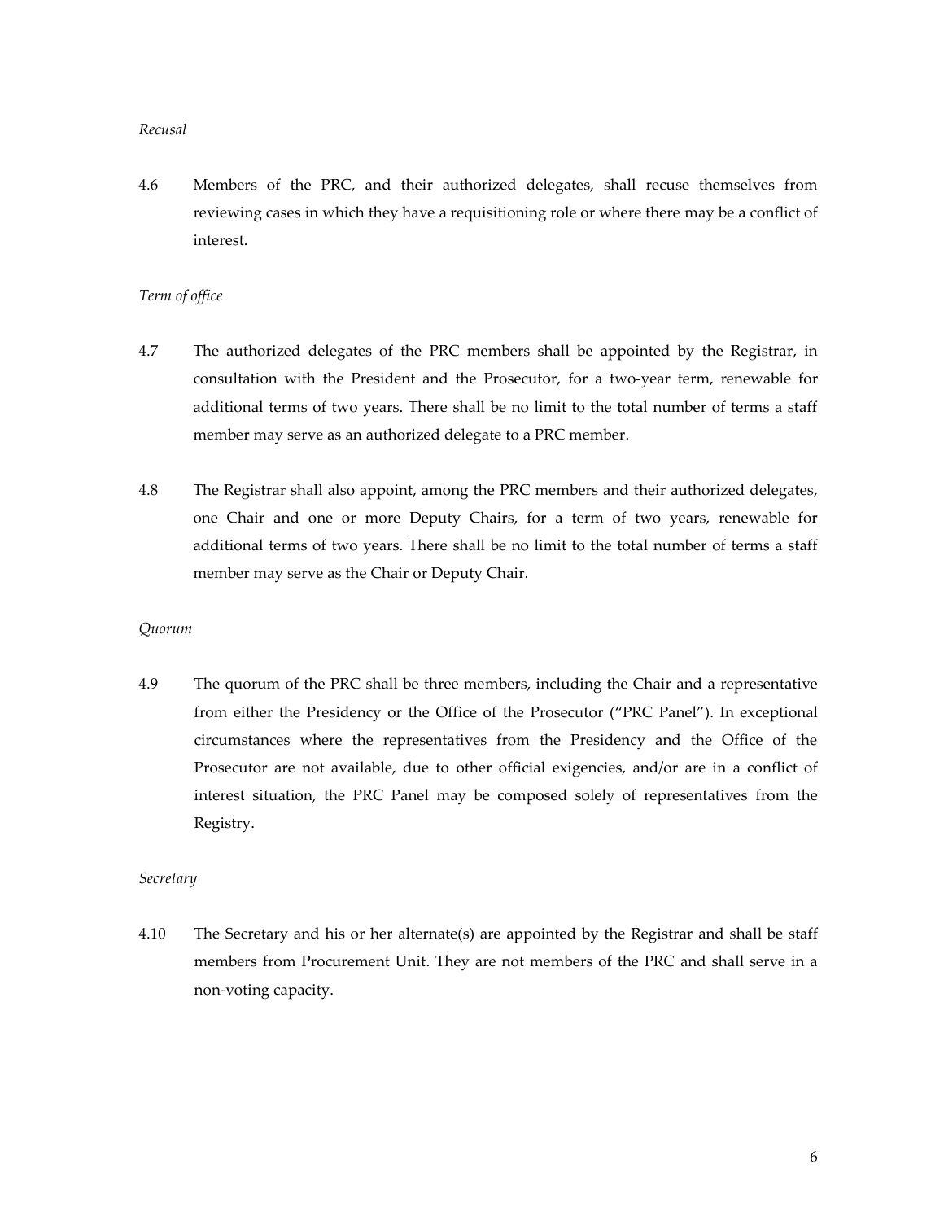*Recusal*

4.6 Members of the PRC, and their authorized delegates, shall recuse themselves from reviewing cases in which they have a requisitioning role or where there may be a conflict of interest.

*Term of office*

4.7 The authorized delegates of the PRC members shall be appointed by the Registrar, in consultation with the President and the Prosecutor, for a two-year term, renewable for additional terms of two years. There shall be no limit to the total number of terms a staff member may serve as an authorized delegate to a PRC member.

4.8 The Registrar shall also appoint, among the PRC members and their authorized delegates, one Chair and one or more Deputy Chairs, for a term of two years, renewable for additional terms of two years. There shall be no limit to the total number of terms a staff member may serve as the Chair or Deputy Chair.

*Quorum*

4.9 The quorum of the PRC shall be three members, including the Chair and a representative from either the Presidency or the Office of the Prosecutor ("PRC Panel"). In exceptional circumstances where the representatives from the Presidency and the Office of the Prosecutor are not available, due to other official exigencies, and/or are in a conflict of interest situation, the PRC Panel may be composed solely of representatives from the Registry.

*Secretary*

4.10 The Secretary and his or her alternate(s) are appointed by the Registrar and shall be staff members from Procurement Unit. They are not members of the PRC and shall serve in a non-voting capacity.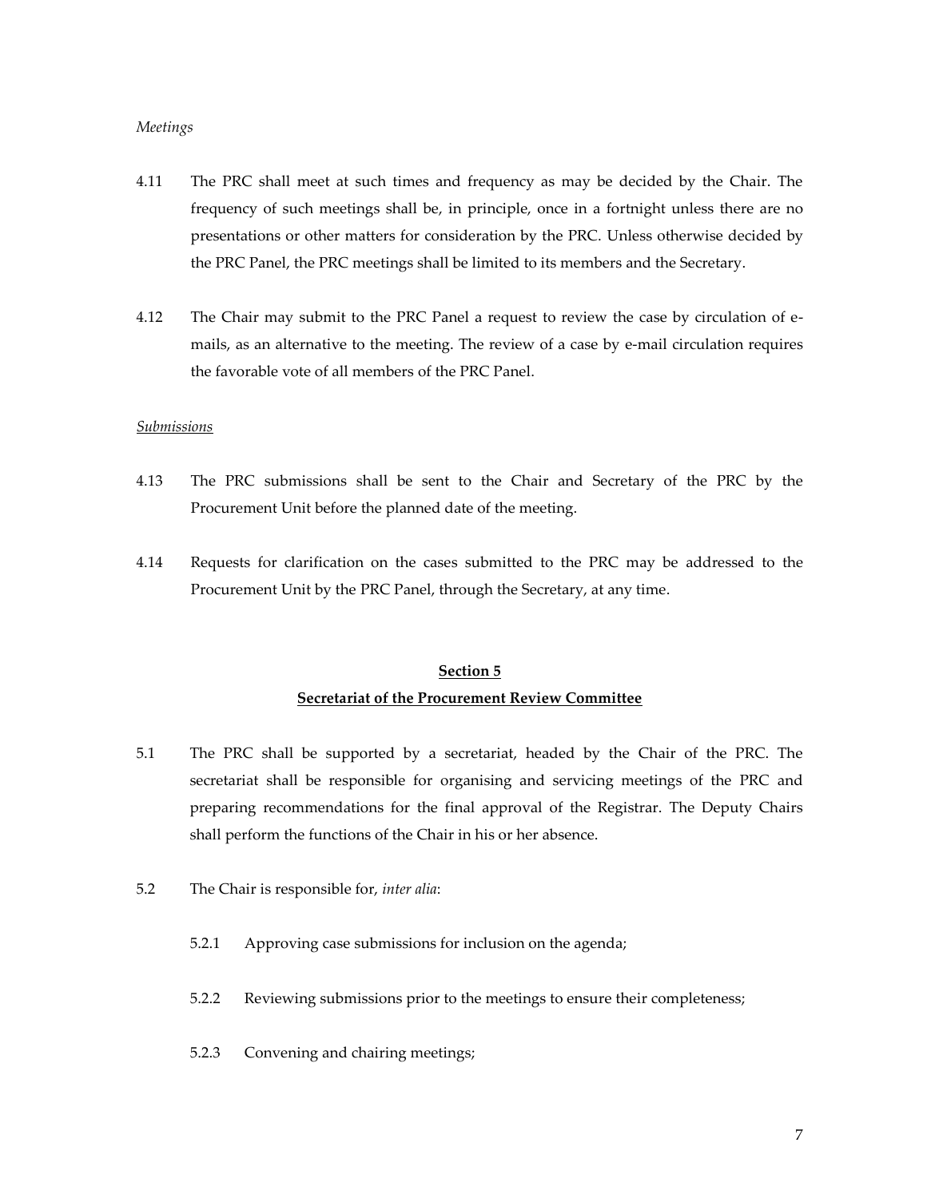*Meetings*

4.11 The PRC shall meet at such times and frequency as may be decided by the Chair. The frequency of such meetings shall be, in principle, once in a fortnight unless there are no presentations or other matters for consideration by the PRC. Unless otherwise decided by the PRC Panel, the PRC meetings shall be limited to its members and the Secretary.

4.12 The Chair may submit to the PRC Panel a request to review the case by circulation of e-mails, as an alternative to the meeting. The review of a case by e-mail circulation requires the favorable vote of all members of the PRC Panel.

*Submissions*

4.13 The PRC submissions shall be sent to the Chair and Secretary of the PRC by the Procurement Unit before the planned date of the meeting.

4.14 Requests for clarification on the cases submitted to the PRC may be addressed to the Procurement Unit by the PRC Panel, through the Secretary, at any time.

## Section 5
## Secretariat of the Procurement Review Committee

5.1 The PRC shall be supported by a secretariat, headed by the Chair of the PRC. The secretariat shall be responsible for organising and servicing meetings of the PRC and preparing recommendations for the final approval of the Registrar. The Deputy Chairs shall perform the functions of the Chair in his or her absence.

5.2 The Chair is responsible for, *inter alia*:

5.2.1 Approving case submissions for inclusion on the agenda;

5.2.2 Reviewing submissions prior to the meetings to ensure their completeness;

5.2.3 Convening and chairing meetings;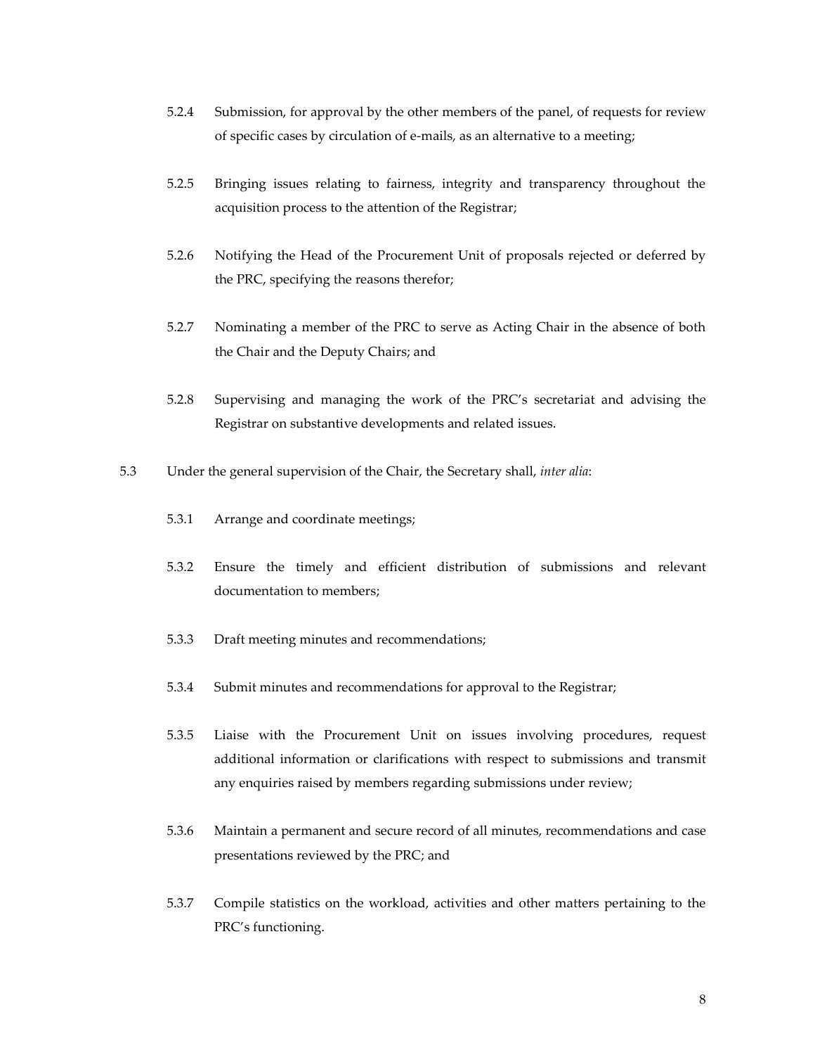5.2.4 Submission, for approval by the other members of the panel, of requests for review of specific cases by circulation of e-mails, as an alternative to a meeting;

5.2.5 Bringing issues relating to fairness, integrity and transparency throughout the acquisition process to the attention of the Registrar;

5.2.6 Notifying the Head of the Procurement Unit of proposals rejected or deferred by the PRC, specifying the reasons therefor;

5.2.7 Nominating a member of the PRC to serve as Acting Chair in the absence of both the Chair and the Deputy Chairs; and

5.2.8 Supervising and managing the work of the PRC's secretariat and advising the Registrar on substantive developments and related issues.

5.3 Under the general supervision of the Chair, the Secretary shall, *inter alia*:

5.3.1 Arrange and coordinate meetings;

5.3.2 Ensure the timely and efficient distribution of submissions and relevant documentation to members;

5.3.3 Draft meeting minutes and recommendations;

5.3.4 Submit minutes and recommendations for approval to the Registrar;

5.3.5 Liaise with the Procurement Unit on issues involving procedures, request additional information or clarifications with respect to submissions and transmit any enquiries raised by members regarding submissions under review;

5.3.6 Maintain a permanent and secure record of all minutes, recommendations and case presentations reviewed by the PRC; and

5.3.7 Compile statistics on the workload, activities and other matters pertaining to the PRC's functioning.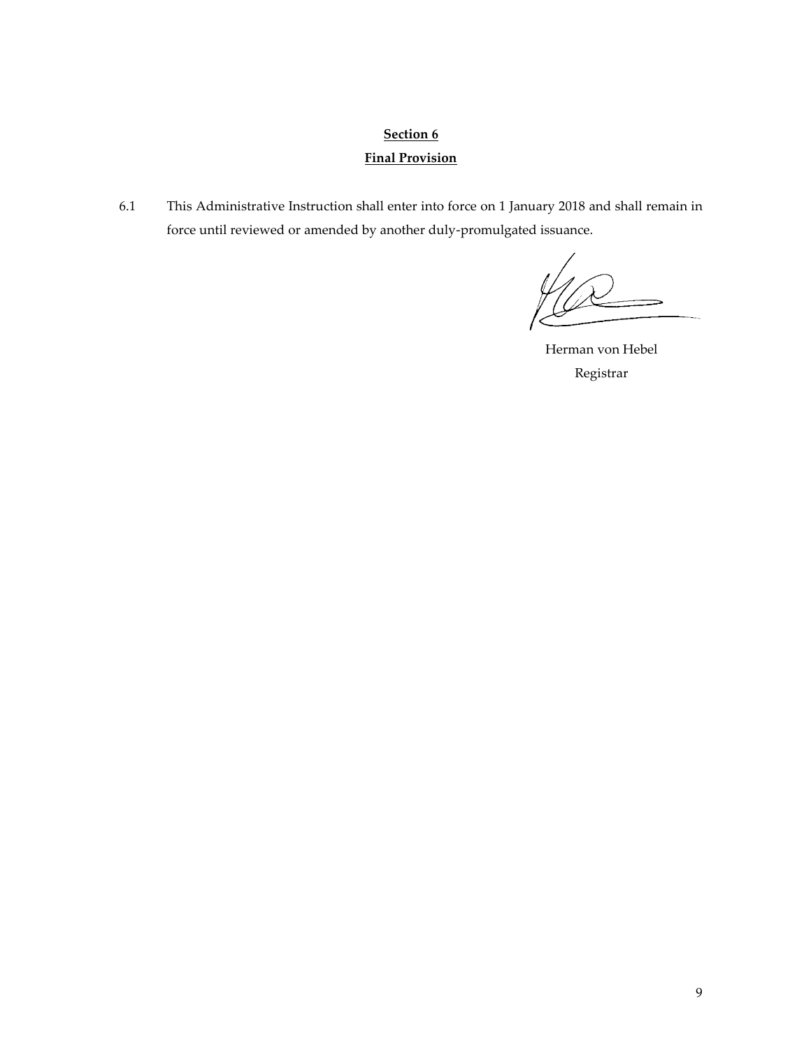## Section 6

## Final Provision

6.1 This Administrative Instruction shall enter into force on 1 January 2018 and shall remain in force until reviewed or amended by another duly-promulgated issuance.

Herman von Hebel

Registrar